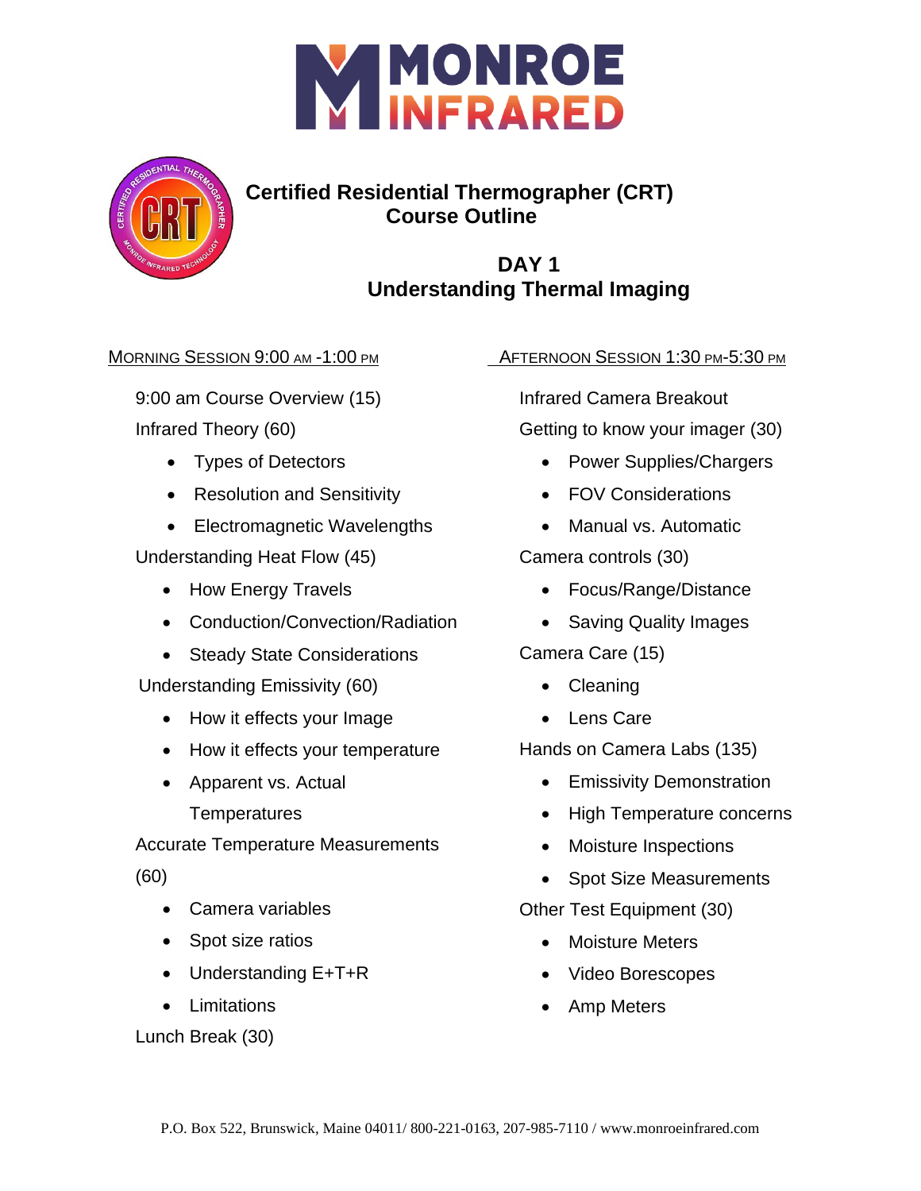# MONROE INFRARED

## Certified Residential Thermographer (CRT) Course Outline

### DAY 1
### Understanding Thermal Imaging

MORNING SESSION 9:00 AM -1:00 PM

9:00 am Course Overview (15)

Infrared Theory (60)

- Types of Detectors
- Resolution and Sensitivity
- Electromagnetic Wavelengths

Understanding Heat Flow (45)

- How Energy Travels
- Conduction/Convection/Radiation
- Steady State Considerations

Understanding Emissivity (60)

- How it effects your Image
- How it effects your temperature
- Apparent vs. Actual Temperatures

Accurate Temperature Measurements (60)

- Camera variables
- Spot size ratios
- Understanding E+T+R
- Limitations

Lunch Break (30)

AFTERNOON SESSION 1:30 PM-5:30 PM

Infrared Camera Breakout

Getting to know your imager (30)

- Power Supplies/Chargers
- FOV Considerations
- Manual vs. Automatic

Camera controls (30)

- Focus/Range/Distance
- Saving Quality Images

Camera Care (15)

- Cleaning
- Lens Care

Hands on Camera Labs (135)

- Emissivity Demonstration
- High Temperature concerns
- Moisture Inspections
- Spot Size Measurements

Other Test Equipment (30)

- Moisture Meters
- Video Borescopes
- Amp Meters

P.O. Box 522, Brunswick, Maine 04011/ 800-221-0163, 207-985-7110 / www.monroeinfrared.com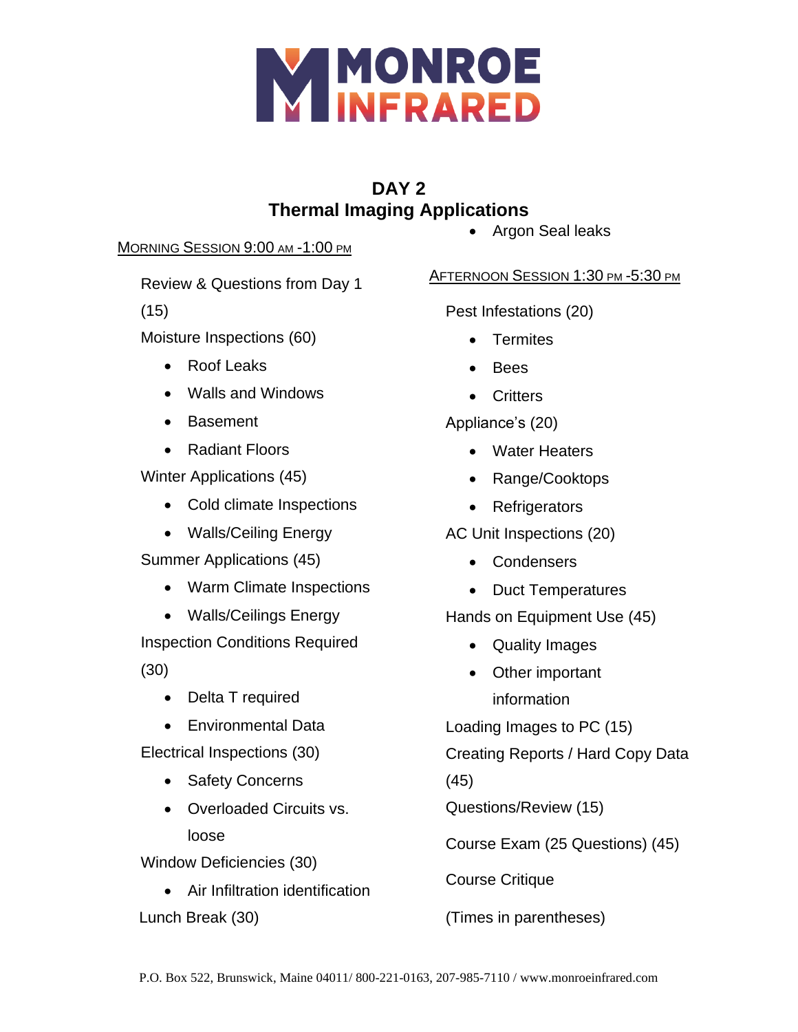# MONROE INFRARED

## DAY 2
## Thermal Imaging Applications

MORNING SESSION 9:00 AM -1:00 PM

Review & Questions from Day 1 (15)

Moisture Inspections (60)

- Roof Leaks
- Walls and Windows
- Basement
- Radiant Floors

Winter Applications (45)

- Cold climate Inspections
- Walls/Ceiling Energy

Summer Applications (45)

- Warm Climate Inspections
- Walls/Ceilings Energy

Inspection Conditions Required (30)

- Delta T required
- Environmental Data

Electrical Inspections (30)

- Safety Concerns
- Overloaded Circuits vs. loose

Window Deficiencies (30)

- Air Infiltration identification
- Argon Seal leaks

Lunch Break (30)

AFTERNOON SESSION 1:30 PM -5:30 PM

Pest Infestations (20)

- Termites
- Bees
- Critters

Appliance's (20)

- Water Heaters
- Range/Cooktops
- Refrigerators

AC Unit Inspections (20)

- Condensers
- Duct Temperatures

Hands on Equipment Use (45)

- Quality Images
- Other important information

Loading Images to PC (15)

Creating Reports / Hard Copy Data (45)

Questions/Review (15)

Course Exam (25 Questions) (45)

Course Critique

(Times in parentheses)

P.O. Box 522, Brunswick, Maine 04011/ 800-221-0163, 207-985-7110 / www.monroeinfrared.com